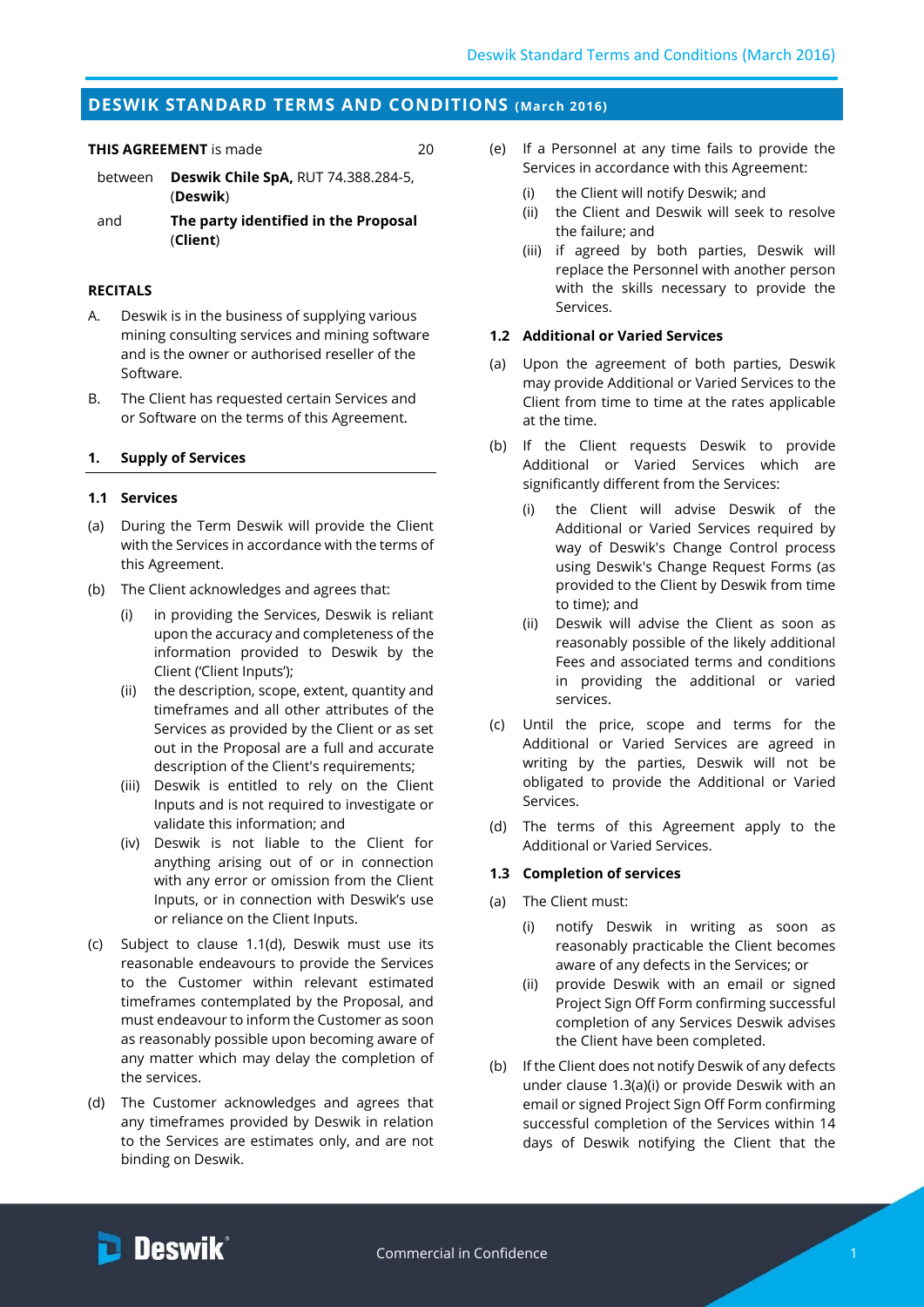## DESWIK STANDARD TERMS AND CONDITIONS (March 2016)

**THIS AGREEMENT** is made 20

between **Deswik Chile SpA,** RUT 74.388.284-5, (**Deswik**)

and **The party identified in the Proposal** (**Client**)

**RECITALS**

A. Deswik is in the business of supplying various mining consulting services and mining software and is the owner or authorised reseller of the Software.

B. The Client has requested certain Services and or Software on the terms of this Agreement.

### 1. Supply of Services

#### 1.1 Services

(a) During the Term Deswik will provide the Client with the Services in accordance with the terms of this Agreement.

(b) The Client acknowledges and agrees that:

- (i) in providing the Services, Deswik is reliant upon the accuracy and completeness of the information provided to Deswik by the Client ('Client Inputs');
- (ii) the description, scope, extent, quantity and timeframes and all other attributes of the Services as provided by the Client or as set out in the Proposal are a full and accurate description of the Client's requirements;
- (iii) Deswik is entitled to rely on the Client Inputs and is not required to investigate or validate this information; and
- (iv) Deswik is not liable to the Client for anything arising out of or in connection with any error or omission from the Client Inputs, or in connection with Deswik's use or reliance on the Client Inputs.

(c) Subject to clause 1.1(d), Deswik must use its reasonable endeavours to provide the Services to the Customer within relevant estimated timeframes contemplated by the Proposal, and must endeavour to inform the Customer as soon as reasonably possible upon becoming aware of any matter which may delay the completion of the services.

(d) The Customer acknowledges and agrees that any timeframes provided by Deswik in relation to the Services are estimates only, and are not binding on Deswik.

(e) If a Personnel at any time fails to provide the Services in accordance with this Agreement:

- (i) the Client will notify Deswik; and
- (ii) the Client and Deswik will seek to resolve the failure; and
- (iii) if agreed by both parties, Deswik will replace the Personnel with another person with the skills necessary to provide the Services.

#### 1.2 Additional or Varied Services

(a) Upon the agreement of both parties, Deswik may provide Additional or Varied Services to the Client from time to time at the rates applicable at the time.

(b) If the Client requests Deswik to provide Additional or Varied Services which are significantly different from the Services:

- (i) the Client will advise Deswik of the Additional or Varied Services required by way of Deswik's Change Control process using Deswik's Change Request Forms (as provided to the Client by Deswik from time to time); and
- (ii) Deswik will advise the Client as soon as reasonably possible of the likely additional Fees and associated terms and conditions in providing the additional or varied services.

(c) Until the price, scope and terms for the Additional or Varied Services are agreed in writing by the parties, Deswik will not be obligated to provide the Additional or Varied Services.

(d) The terms of this Agreement apply to the Additional or Varied Services.

#### 1.3 Completion of services

(a) The Client must:

- (i) notify Deswik in writing as soon as reasonably practicable the Client becomes aware of any defects in the Services; or
- (ii) provide Deswik with an email or signed Project Sign Off Form confirming successful completion of any Services Deswik advises the Client have been completed.

(b) If the Client does not notify Deswik of any defects under clause 1.3(a)(i) or provide Deswik with an email or signed Project Sign Off Form confirming successful completion of the Services within 14 days of Deswik notifying the Client that the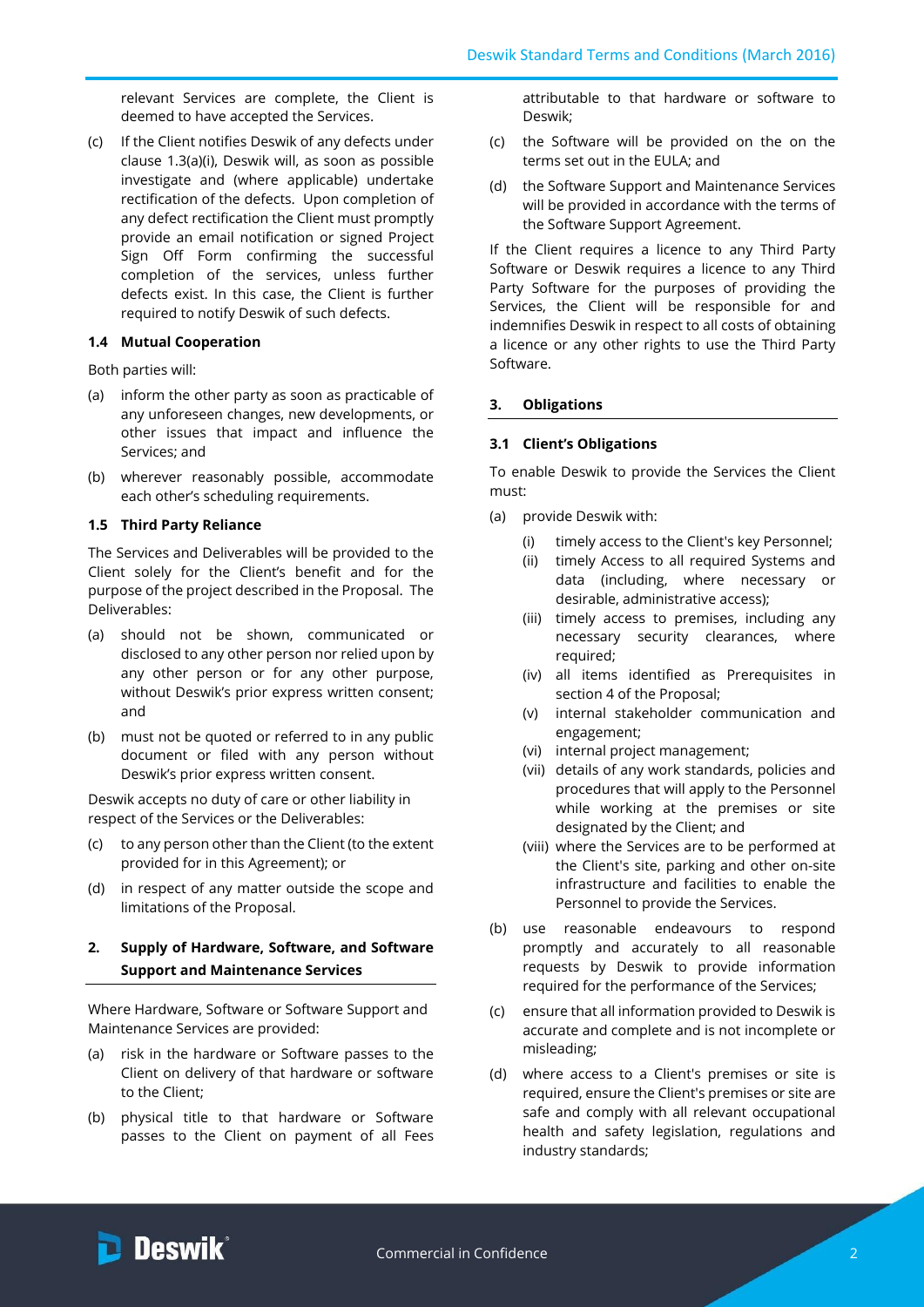relevant Services are complete, the Client is deemed to have accepted the Services.

(c) If the Client notifies Deswik of any defects under clause 1.3(a)(i), Deswik will, as soon as possible investigate and (where applicable) undertake rectification of the defects. Upon completion of any defect rectification the Client must promptly provide an email notification or signed Project Sign Off Form confirming the successful completion of the services, unless further defects exist. In this case, the Client is further required to notify Deswik of such defects.

### 1.4 Mutual Cooperation

Both parties will:

(a) inform the other party as soon as practicable of any unforeseen changes, new developments, or other issues that impact and influence the Services; and

(b) wherever reasonably possible, accommodate each other's scheduling requirements.

### 1.5 Third Party Reliance

The Services and Deliverables will be provided to the Client solely for the Client's benefit and for the purpose of the project described in the Proposal. The Deliverables:

(a) should not be shown, communicated or disclosed to any other person nor relied upon by any other person or for any other purpose, without Deswik's prior express written consent; and

(b) must not be quoted or referred to in any public document or filed with any person without Deswik's prior express written consent.

Deswik accepts no duty of care or other liability in respect of the Services or the Deliverables:

(c) to any person other than the Client (to the extent provided for in this Agreement); or

(d) in respect of any matter outside the scope and limitations of the Proposal.

## 2. Supply of Hardware, Software, and Software Support and Maintenance Services

Where Hardware, Software or Software Support and Maintenance Services are provided:

(a) risk in the hardware or Software passes to the Client on delivery of that hardware or software to the Client;

(b) physical title to that hardware or Software passes to the Client on payment of all Fees attributable to that hardware or software to Deswik;

(c) the Software will be provided on the on the terms set out in the EULA; and

(d) the Software Support and Maintenance Services will be provided in accordance with the terms of the Software Support Agreement.

If the Client requires a licence to any Third Party Software or Deswik requires a licence to any Third Party Software for the purposes of providing the Services, the Client will be responsible for and indemnifies Deswik in respect to all costs of obtaining a licence or any other rights to use the Third Party Software.

## 3. Obligations

### 3.1 Client's Obligations

To enable Deswik to provide the Services the Client must:

(a) provide Deswik with:

   (i) timely access to the Client's key Personnel;
   (ii) timely Access to all required Systems and data (including, where necessary or desirable, administrative access);
   (iii) timely access to premises, including any necessary security clearances, where required;
   (iv) all items identified as Prerequisites in section 4 of the Proposal;
   (v) internal stakeholder communication and engagement;
   (vi) internal project management;
   (vii) details of any work standards, policies and procedures that will apply to the Personnel while working at the premises or site designated by the Client; and
   (viii) where the Services are to be performed at the Client's site, parking and other on-site infrastructure and facilities to enable the Personnel to provide the Services.

(b) use reasonable endeavours to respond promptly and accurately to all reasonable requests by Deswik to provide information required for the performance of the Services;

(c) ensure that all information provided to Deswik is accurate and complete and is not incomplete or misleading;

(d) where access to a Client's premises or site is required, ensure the Client's premises or site are safe and comply with all relevant occupational health and safety legislation, regulations and industry standards;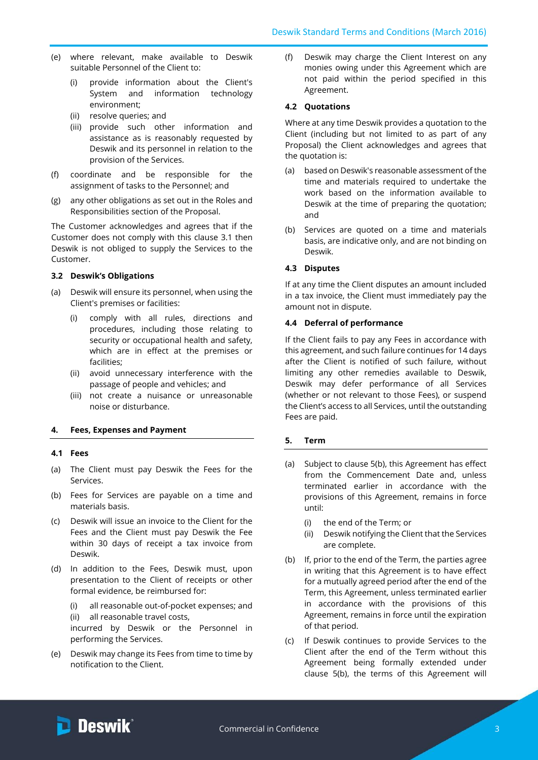(e) where relevant, make available to Deswik suitable Personnel of the Client to:

   (i) provide information about the Client's System and information technology environment;
   (ii) resolve queries; and
   (iii) provide such other information and assistance as is reasonably requested by Deswik and its personnel in relation to the provision of the Services.

(f) coordinate and be responsible for the assignment of tasks to the Personnel; and

(g) any other obligations as set out in the Roles and Responsibilities section of the Proposal.

The Customer acknowledges and agrees that if the Customer does not comply with this clause 3.1 then Deswik is not obliged to supply the Services to the Customer.

### 3.2 Deswik's Obligations

(a) Deswik will ensure its personnel, when using the Client's premises or facilities:

   (i) comply with all rules, directions and procedures, including those relating to security or occupational health and safety, which are in effect at the premises or facilities;
   (ii) avoid unnecessary interference with the passage of people and vehicles; and
   (iii) not create a nuisance or unreasonable noise or disturbance.

## 4. Fees, Expenses and Payment

### 4.1 Fees

(a) The Client must pay Deswik the Fees for the Services.

(b) Fees for Services are payable on a time and materials basis.

(c) Deswik will issue an invoice to the Client for the Fees and the Client must pay Deswik the Fee within 30 days of receipt a tax invoice from Deswik.

(d) In addition to the Fees, Deswik must, upon presentation to the Client of receipts or other formal evidence, be reimbursed for:

   (i) all reasonable out-of-pocket expenses; and
   (ii) all reasonable travel costs,

   incurred by Deswik or the Personnel in performing the Services.

(e) Deswik may change its Fees from time to time by notification to the Client.

(f) Deswik may charge the Client Interest on any monies owing under this Agreement which are not paid within the period specified in this Agreement.

### 4.2 Quotations

Where at any time Deswik provides a quotation to the Client (including but not limited to as part of any Proposal) the Client acknowledges and agrees that the quotation is:

(a) based on Deswik's reasonable assessment of the time and materials required to undertake the work based on the information available to Deswik at the time of preparing the quotation; and

(b) Services are quoted on a time and materials basis, are indicative only, and are not binding on Deswik.

### 4.3 Disputes

If at any time the Client disputes an amount included in a tax invoice, the Client must immediately pay the amount not in dispute.

### 4.4 Deferral of performance

If the Client fails to pay any Fees in accordance with this agreement, and such failure continues for 14 days after the Client is notified of such failure, without limiting any other remedies available to Deswik, Deswik may defer performance of all Services (whether or not relevant to those Fees), or suspend the Client's access to all Services, until the outstanding Fees are paid.

## 5. Term

(a) Subject to clause 5(b), this Agreement has effect from the Commencement Date and, unless terminated earlier in accordance with the provisions of this Agreement, remains in force until:

   (i) the end of the Term; or
   (ii) Deswik notifying the Client that the Services are complete.

(b) If, prior to the end of the Term, the parties agree in writing that this Agreement is to have effect for a mutually agreed period after the end of the Term, this Agreement, unless terminated earlier in accordance with the provisions of this Agreement, remains in force until the expiration of that period.

(c) If Deswik continues to provide Services to the Client after the end of the Term without this Agreement being formally extended under clause 5(b), the terms of this Agreement will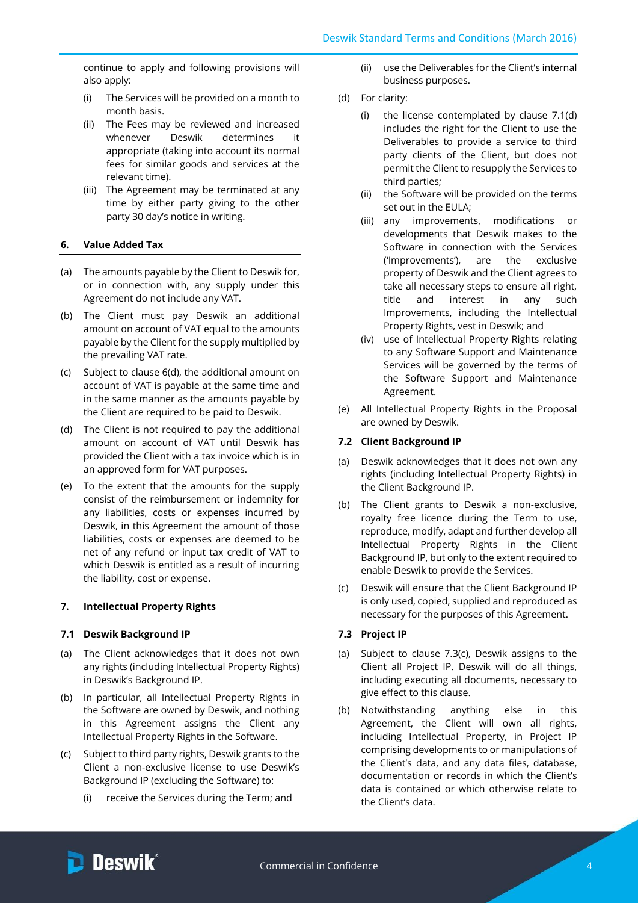continue to apply and following provisions will also apply:

(i) The Services will be provided on a month to month basis.

(ii) The Fees may be reviewed and increased whenever Deswik determines it appropriate (taking into account its normal fees for similar goods and services at the relevant time).

(iii) The Agreement may be terminated at any time by either party giving to the other party 30 day's notice in writing.

## 6. Value Added Tax

(a) The amounts payable by the Client to Deswik for, or in connection with, any supply under this Agreement do not include any VAT.

(b) The Client must pay Deswik an additional amount on account of VAT equal to the amounts payable by the Client for the supply multiplied by the prevailing VAT rate.

(c) Subject to clause 6(d), the additional amount on account of VAT is payable at the same time and in the same manner as the amounts payable by the Client are required to be paid to Deswik.

(d) The Client is not required to pay the additional amount on account of VAT until Deswik has provided the Client with a tax invoice which is in an approved form for VAT purposes.

(e) To the extent that the amounts for the supply consist of the reimbursement or indemnity for any liabilities, costs or expenses incurred by Deswik, in this Agreement the amount of those liabilities, costs or expenses are deemed to be net of any refund or input tax credit of VAT to which Deswik is entitled as a result of incurring the liability, cost or expense.

## 7. Intellectual Property Rights

### 7.1 Deswik Background IP

(a) The Client acknowledges that it does not own any rights (including Intellectual Property Rights) in Deswik's Background IP.

(b) In particular, all Intellectual Property Rights in the Software are owned by Deswik, and nothing in this Agreement assigns the Client any Intellectual Property Rights in the Software.

(c) Subject to third party rights, Deswik grants to the Client a non-exclusive license to use Deswik's Background IP (excluding the Software) to:

(i) receive the Services during the Term; and

(ii) use the Deliverables for the Client's internal business purposes.

(d) For clarity:

(i) the license contemplated by clause 7.1(d) includes the right for the Client to use the Deliverables to provide a service to third party clients of the Client, but does not permit the Client to resupply the Services to third parties;

(ii) the Software will be provided on the terms set out in the EULA;

(iii) any improvements, modifications or developments that Deswik makes to the Software in connection with the Services ('Improvements'), are the exclusive property of Deswik and the Client agrees to take all necessary steps to ensure all right, title and interest in any such Improvements, including the Intellectual Property Rights, vest in Deswik; and

(iv) use of Intellectual Property Rights relating to any Software Support and Maintenance Services will be governed by the terms of the Software Support and Maintenance Agreement.

(e) All Intellectual Property Rights in the Proposal are owned by Deswik.

### 7.2 Client Background IP

(a) Deswik acknowledges that it does not own any rights (including Intellectual Property Rights) in the Client Background IP.

(b) The Client grants to Deswik a non-exclusive, royalty free licence during the Term to use, reproduce, modify, adapt and further develop all Intellectual Property Rights in the Client Background IP, but only to the extent required to enable Deswik to provide the Services.

(c) Deswik will ensure that the Client Background IP is only used, copied, supplied and reproduced as necessary for the purposes of this Agreement.

### 7.3 Project IP

(a) Subject to clause 7.3(c), Deswik assigns to the Client all Project IP. Deswik will do all things, including executing all documents, necessary to give effect to this clause.

(b) Notwithstanding anything else in this Agreement, the Client will own all rights, including Intellectual Property, in Project IP comprising developments to or manipulations of the Client's data, and any data files, database, documentation or records in which the Client's data is contained or which otherwise relate to the Client's data.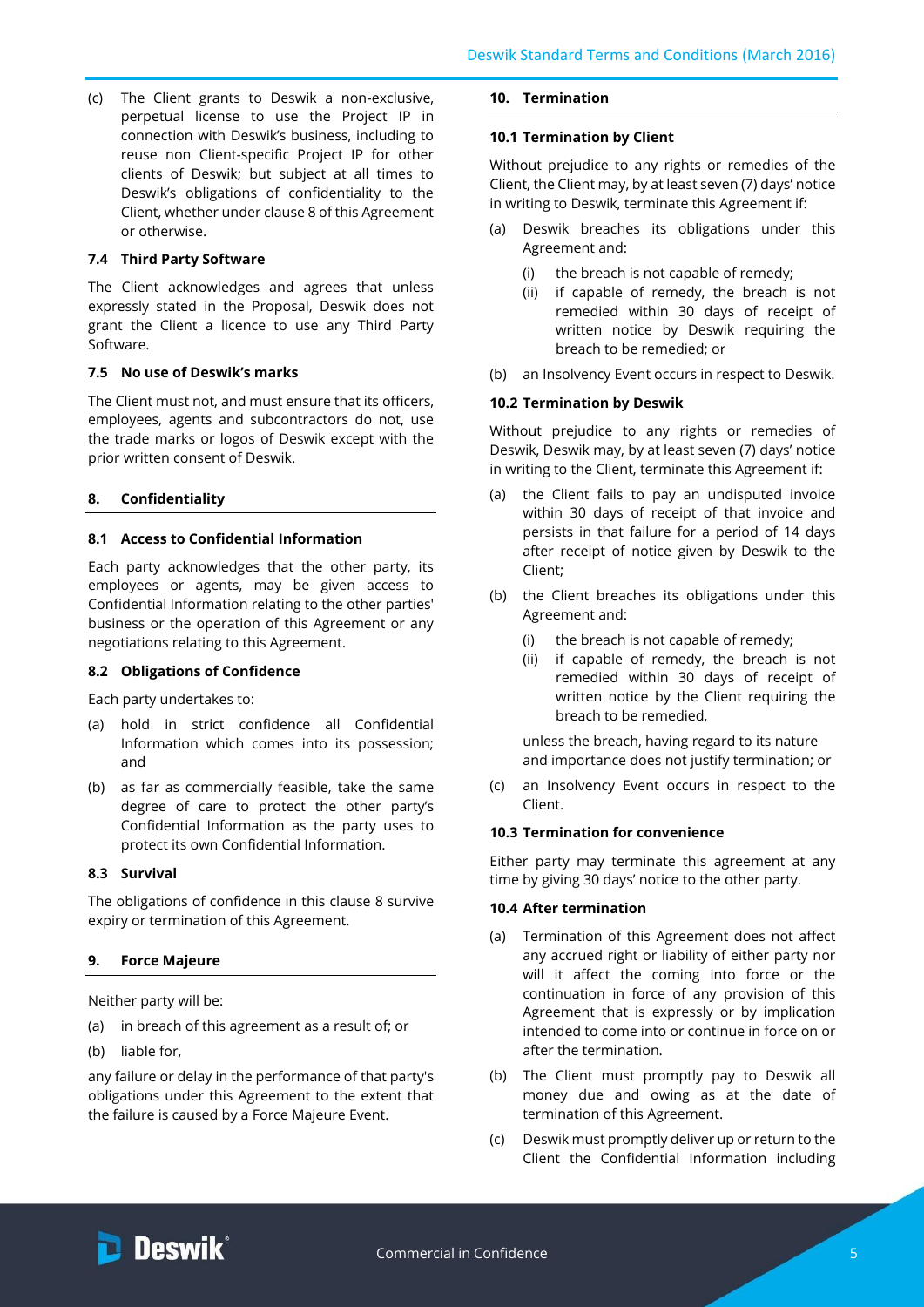(c) The Client grants to Deswik a non-exclusive, perpetual license to use the Project IP in connection with Deswik's business, including to reuse non Client-specific Project IP for other clients of Deswik; but subject at all times to Deswik's obligations of confidentiality to the Client, whether under clause 8 of this Agreement or otherwise.

### 7.4 Third Party Software

The Client acknowledges and agrees that unless expressly stated in the Proposal, Deswik does not grant the Client a licence to use any Third Party Software.

### 7.5 No use of Deswik's marks

The Client must not, and must ensure that its officers, employees, agents and subcontractors do not, use the trade marks or logos of Deswik except with the prior written consent of Deswik.

## 8. Confidentiality

### 8.1 Access to Confidential Information

Each party acknowledges that the other party, its employees or agents, may be given access to Confidential Information relating to the other parties' business or the operation of this Agreement or any negotiations relating to this Agreement.

### 8.2 Obligations of Confidence

Each party undertakes to:

(a) hold in strict confidence all Confidential Information which comes into its possession; and

(b) as far as commercially feasible, take the same degree of care to protect the other party's Confidential Information as the party uses to protect its own Confidential Information.

### 8.3 Survival

The obligations of confidence in this clause 8 survive expiry or termination of this Agreement.

## 9. Force Majeure

Neither party will be:

(a) in breach of this agreement as a result of; or

(b) liable for,

any failure or delay in the performance of that party's obligations under this Agreement to the extent that the failure is caused by a Force Majeure Event.

## 10. Termination

### 10.1 Termination by Client

Without prejudice to any rights or remedies of the Client, the Client may, by at least seven (7) days' notice in writing to Deswik, terminate this Agreement if:

(a) Deswik breaches its obligations under this Agreement and:

  (i) the breach is not capable of remedy;

  (ii) if capable of remedy, the breach is not remedied within 30 days of receipt of written notice by Deswik requiring the breach to be remedied; or

(b) an Insolvency Event occurs in respect to Deswik.

### 10.2 Termination by Deswik

Without prejudice to any rights or remedies of Deswik, Deswik may, by at least seven (7) days' notice in writing to the Client, terminate this Agreement if:

(a) the Client fails to pay an undisputed invoice within 30 days of receipt of that invoice and persists in that failure for a period of 14 days after receipt of notice given by Deswik to the Client;

(b) the Client breaches its obligations under this Agreement and:

  (i) the breach is not capable of remedy;

  (ii) if capable of remedy, the breach is not remedied within 30 days of receipt of written notice by the Client requiring the breach to be remedied,

  unless the breach, having regard to its nature and importance does not justify termination; or

(c) an Insolvency Event occurs in respect to the Client.

### 10.3 Termination for convenience

Either party may terminate this agreement at any time by giving 30 days' notice to the other party.

### 10.4 After termination

(a) Termination of this Agreement does not affect any accrued right or liability of either party nor will it affect the coming into force or the continuation in force of any provision of this Agreement that is expressly or by implication intended to come into or continue in force on or after the termination.

(b) The Client must promptly pay to Deswik all money due and owing as at the date of termination of this Agreement.

(c) Deswik must promptly deliver up or return to the Client the Confidential Information including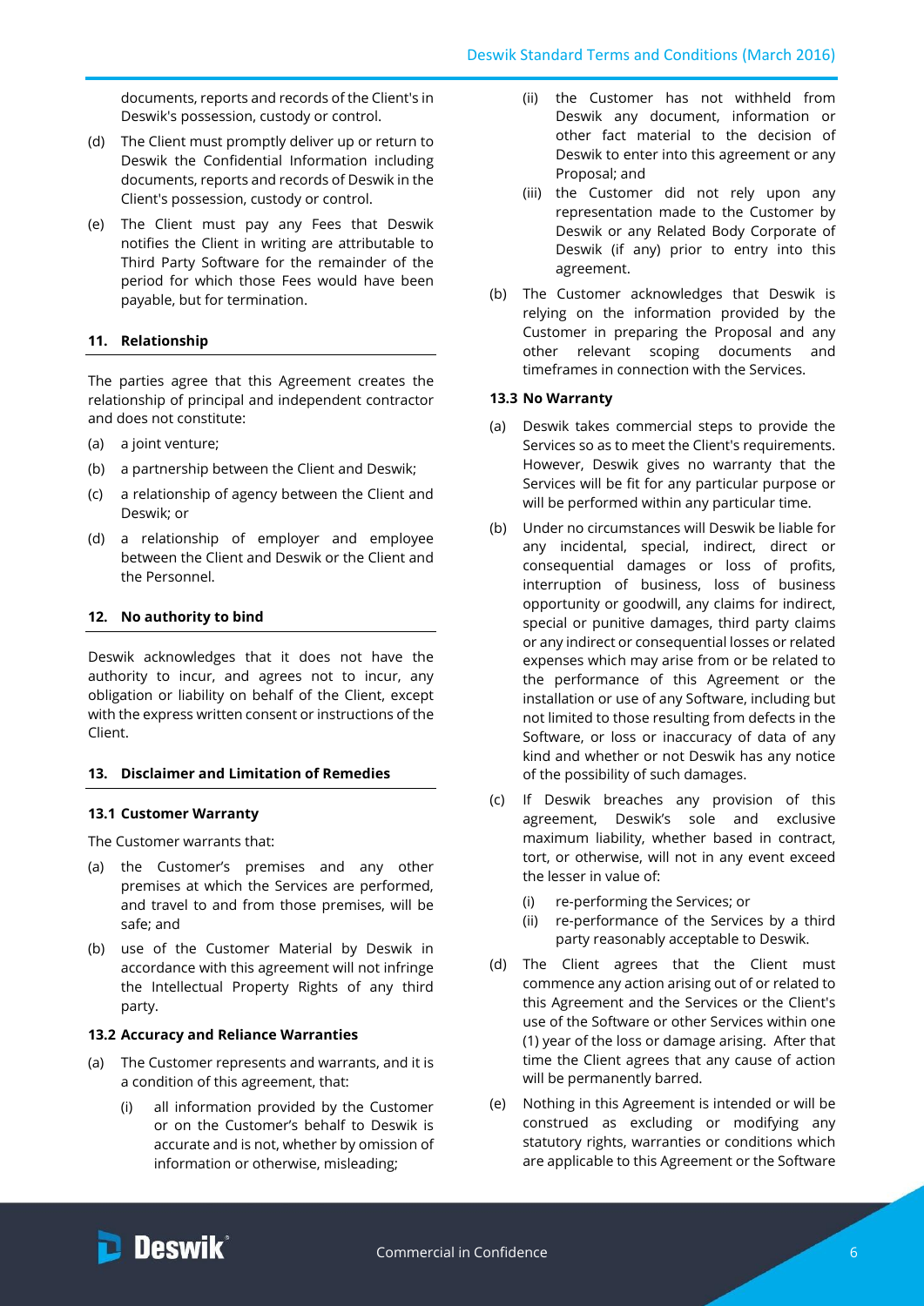documents, reports and records of the Client's in Deswik's possession, custody or control.

(d) The Client must promptly deliver up or return to Deswik the Confidential Information including documents, reports and records of Deswik in the Client's possession, custody or control.

(e) The Client must pay any Fees that Deswik notifies the Client in writing are attributable to Third Party Software for the remainder of the period for which those Fees would have been payable, but for termination.

## 11. Relationship

The parties agree that this Agreement creates the relationship of principal and independent contractor and does not constitute:

(a) a joint venture;

(b) a partnership between the Client and Deswik;

(c) a relationship of agency between the Client and Deswik; or

(d) a relationship of employer and employee between the Client and Deswik or the Client and the Personnel.

## 12. No authority to bind

Deswik acknowledges that it does not have the authority to incur, and agrees not to incur, any obligation or liability on behalf of the Client, except with the express written consent or instructions of the Client.

## 13. Disclaimer and Limitation of Remedies

### 13.1 Customer Warranty

The Customer warrants that:

(a) the Customer's premises and any other premises at which the Services are performed, and travel to and from those premises, will be safe; and

(b) use of the Customer Material by Deswik in accordance with this agreement will not infringe the Intellectual Property Rights of any third party.

### 13.2 Accuracy and Reliance Warranties

(a) The Customer represents and warrants, and it is a condition of this agreement, that:

   (i) all information provided by the Customer or on the Customer's behalf to Deswik is accurate and is not, whether by omission of information or otherwise, misleading;

   (ii) the Customer has not withheld from Deswik any document, information or other fact material to the decision of Deswik to enter into this agreement or any Proposal; and

   (iii) the Customer did not rely upon any representation made to the Customer by Deswik or any Related Body Corporate of Deswik (if any) prior to entry into this agreement.

(b) The Customer acknowledges that Deswik is relying on the information provided by the Customer in preparing the Proposal and any other relevant scoping documents and timeframes in connection with the Services.

### 13.3 No Warranty

(a) Deswik takes commercial steps to provide the Services so as to meet the Client's requirements. However, Deswik gives no warranty that the Services will be fit for any particular purpose or will be performed within any particular time.

(b) Under no circumstances will Deswik be liable for any incidental, special, indirect, direct or consequential damages or loss of profits, interruption of business, loss of business opportunity or goodwill, any claims for indirect, special or punitive damages, third party claims or any indirect or consequential losses or related expenses which may arise from or be related to the performance of this Agreement or the installation or use of any Software, including but not limited to those resulting from defects in the Software, or loss or inaccuracy of data of any kind and whether or not Deswik has any notice of the possibility of such damages.

(c) If Deswik breaches any provision of this agreement, Deswik's sole and exclusive maximum liability, whether based in contract, tort, or otherwise, will not in any event exceed the lesser in value of:

   (i) re-performing the Services; or

   (ii) re-performance of the Services by a third party reasonably acceptable to Deswik.

(d) The Client agrees that the Client must commence any action arising out of or related to this Agreement and the Services or the Client's use of the Software or other Services within one (1) year of the loss or damage arising. After that time the Client agrees that any cause of action will be permanently barred.

(e) Nothing in this Agreement is intended or will be construed as excluding or modifying any statutory rights, warranties or conditions which are applicable to this Agreement or the Software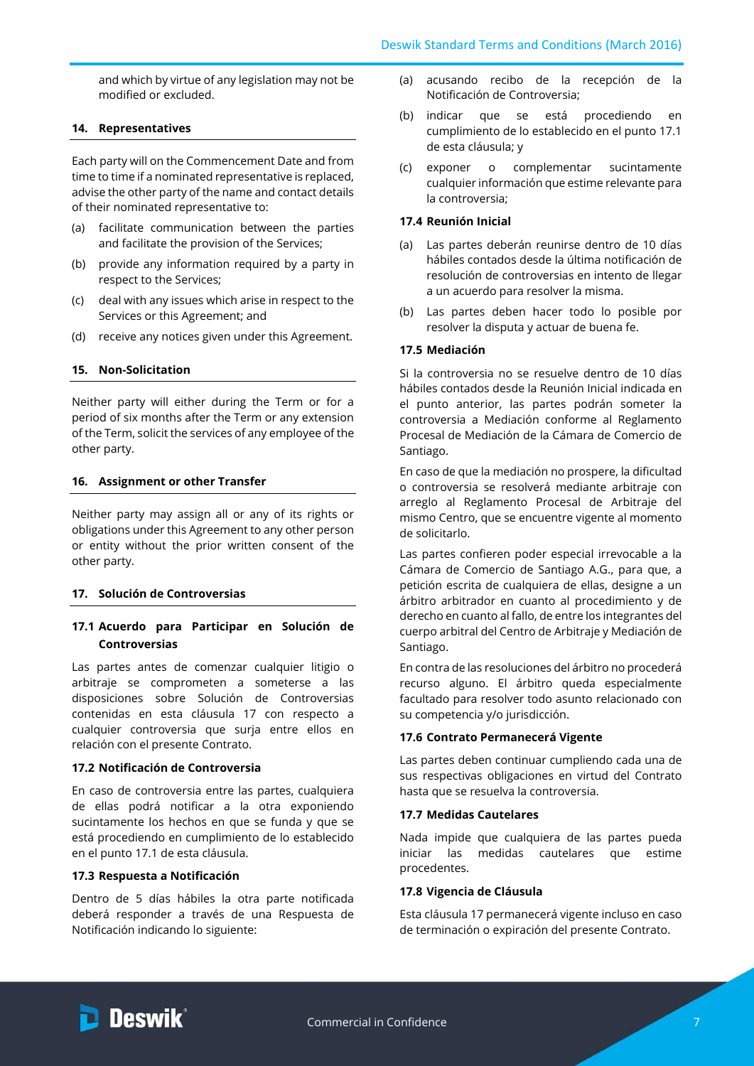and which by virtue of any legislation may not be modified or excluded.

## 14. Representatives

Each party will on the Commencement Date and from time to time if a nominated representative is replaced, advise the other party of the name and contact details of their nominated representative to:

(a) facilitate communication between the parties and facilitate the provision of the Services;

(b) provide any information required by a party in respect to the Services;

(c) deal with any issues which arise in respect to the Services or this Agreement; and

(d) receive any notices given under this Agreement.

## 15. Non-Solicitation

Neither party will either during the Term or for a period of six months after the Term or any extension of the Term, solicit the services of any employee of the other party.

## 16. Assignment or other Transfer

Neither party may assign all or any of its rights or obligations under this Agreement to any other person or entity without the prior written consent of the other party.

## 17. Solución de Controversias

### 17.1 Acuerdo para Participar en Solución de Controversias

Las partes antes de comenzar cualquier litigio o arbitraje se comprometen a someterse a las disposiciones sobre Solución de Controversias contenidas en esta cláusula 17 con respecto a cualquier controversia que surja entre ellos en relación con el presente Contrato.

### 17.2 Notificación de Controversia

En caso de controversia entre las partes, cualquiera de ellas podrá notificar a la otra exponiendo sucintamente los hechos en que se funda y que se está procediendo en cumplimiento de lo establecido en el punto 17.1 de esta cláusula.

### 17.3 Respuesta a Notificación

Dentro de 5 días hábiles la otra parte notificada deberá responder a través de una Respuesta de Notificación indicando lo siguiente:

(a) acusando recibo de la recepción de la Notificación de Controversia;

(b) indicar que se está procediendo en cumplimiento de lo establecido en el punto 17.1 de esta cláusula; y

(c) exponer o complementar sucintamente cualquier información que estime relevante para la controversia;

### 17.4 Reunión Inicial

(a) Las partes deberán reunirse dentro de 10 días hábiles contados desde la última notificación de resolución de controversias en intento de llegar a un acuerdo para resolver la misma.

(b) Las partes deben hacer todo lo posible por resolver la disputa y actuar de buena fe.

### 17.5 Mediación

Si la controversia no se resuelve dentro de 10 días hábiles contados desde la Reunión Inicial indicada en el punto anterior, las partes podrán someter la controversia a Mediación conforme al Reglamento Procesal de Mediación de la Cámara de Comercio de Santiago.

En caso de que la mediación no prospere, la dificultad o controversia se resolverá mediante arbitraje con arreglo al Reglamento Procesal de Arbitraje del mismo Centro, que se encuentre vigente al momento de solicitarlo.

Las partes confieren poder especial irrevocable a la Cámara de Comercio de Santiago A.G., para que, a petición escrita de cualquiera de ellas, designe a un árbitro arbitrador en cuanto al procedimiento y de derecho en cuanto al fallo, de entre los integrantes del cuerpo arbitral del Centro de Arbitraje y Mediación de Santiago.

En contra de las resoluciones del árbitro no procederá recurso alguno. El árbitro queda especialmente facultado para resolver todo asunto relacionado con su competencia y/o jurisdicción.

### 17.6 Contrato Permanecerá Vigente

Las partes deben continuar cumpliendo cada una de sus respectivas obligaciones en virtud del Contrato hasta que se resuelva la controversia.

### 17.7 Medidas Cautelares

Nada impide que cualquiera de las partes pueda iniciar las medidas cautelares que estime procedentes.

### 17.8 Vigencia de Cláusula

Esta cláusula 17 permanecerá vigente incluso en caso de terminación o expiración del presente Contrato.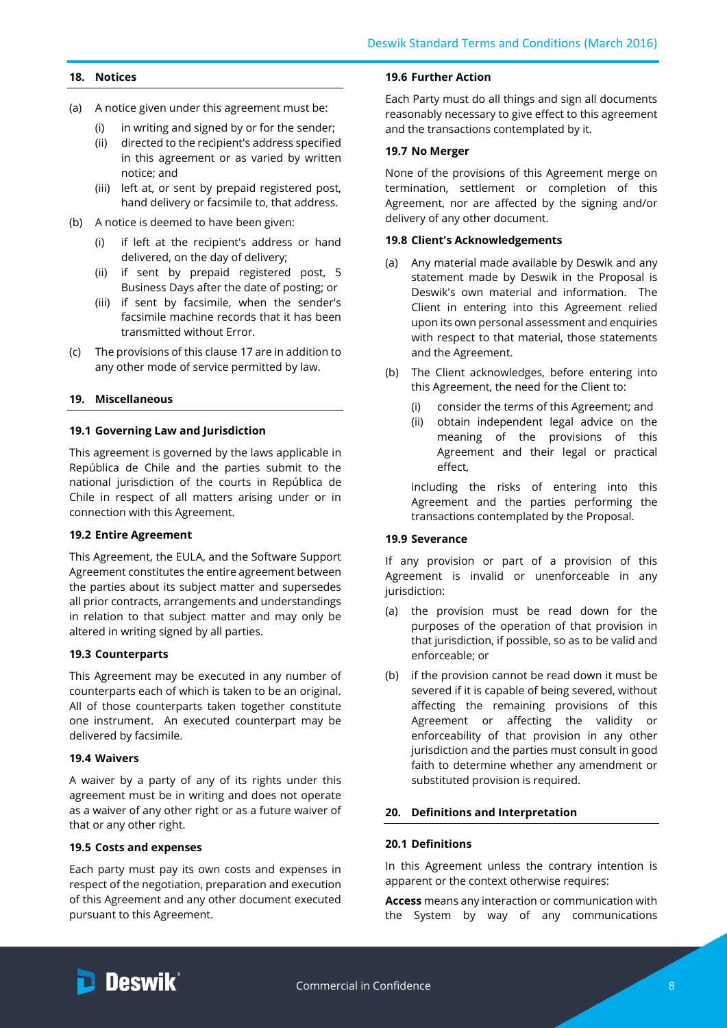## 18. Notices

(a) A notice given under this agreement must be:

(i) in writing and signed by or for the sender;

(ii) directed to the recipient's address specified in this agreement or as varied by written notice; and

(iii) left at, or sent by prepaid registered post, hand delivery or facsimile to, that address.

(b) A notice is deemed to have been given:

(i) if left at the recipient's address or hand delivered, on the day of delivery;

(ii) if sent by prepaid registered post, 5 Business Days after the date of posting; or

(iii) if sent by facsimile, when the sender's facsimile machine records that it has been transmitted without Error.

(c) The provisions of this clause 17 are in addition to any other mode of service permitted by law.

## 19. Miscellaneous

### 19.1 Governing Law and Jurisdiction

This agreement is governed by the laws applicable in República de Chile and the parties submit to the national jurisdiction of the courts in República de Chile in respect of all matters arising under or in connection with this Agreement.

### 19.2 Entire Agreement

This Agreement, the EULA, and the Software Support Agreement constitutes the entire agreement between the parties about its subject matter and supersedes all prior contracts, arrangements and understandings in relation to that subject matter and may only be altered in writing signed by all parties.

### 19.3 Counterparts

This Agreement may be executed in any number of counterparts each of which is taken to be an original. All of those counterparts taken together constitute one instrument. An executed counterpart may be delivered by facsimile.

### 19.4 Waivers

A waiver by a party of any of its rights under this agreement must be in writing and does not operate as a waiver of any other right or as a future waiver of that or any other right.

### 19.5 Costs and expenses

Each party must pay its own costs and expenses in respect of the negotiation, preparation and execution of this Agreement and any other document executed pursuant to this Agreement.

### 19.6 Further Action

Each Party must do all things and sign all documents reasonably necessary to give effect to this agreement and the transactions contemplated by it.

### 19.7 No Merger

None of the provisions of this Agreement merge on termination, settlement or completion of this Agreement, nor are affected by the signing and/or delivery of any other document.

### 19.8 Client's Acknowledgements

(a) Any material made available by Deswik and any statement made by Deswik in the Proposal is Deswik's own material and information. The Client in entering into this Agreement relied upon its own personal assessment and enquiries with respect to that material, those statements and the Agreement.

(b) The Client acknowledges, before entering into this Agreement, the need for the Client to:

(i) consider the terms of this Agreement; and

(ii) obtain independent legal advice on the meaning of the provisions of this Agreement and their legal or practical effect,

including the risks of entering into this Agreement and the parties performing the transactions contemplated by the Proposal.

### 19.9 Severance

If any provision or part of a provision of this Agreement is invalid or unenforceable in any jurisdiction:

(a) the provision must be read down for the purposes of the operation of that provision in that jurisdiction, if possible, so as to be valid and enforceable; or

(b) if the provision cannot be read down it must be severed if it is capable of being severed, without affecting the remaining provisions of this Agreement or affecting the validity or enforceability of that provision in any other jurisdiction and the parties must consult in good faith to determine whether any amendment or substituted provision is required.

## 20. Definitions and Interpretation

### 20.1 Definitions

In this Agreement unless the contrary intention is apparent or the context otherwise requires:

**Access** means any interaction or communication with the System by way of any communications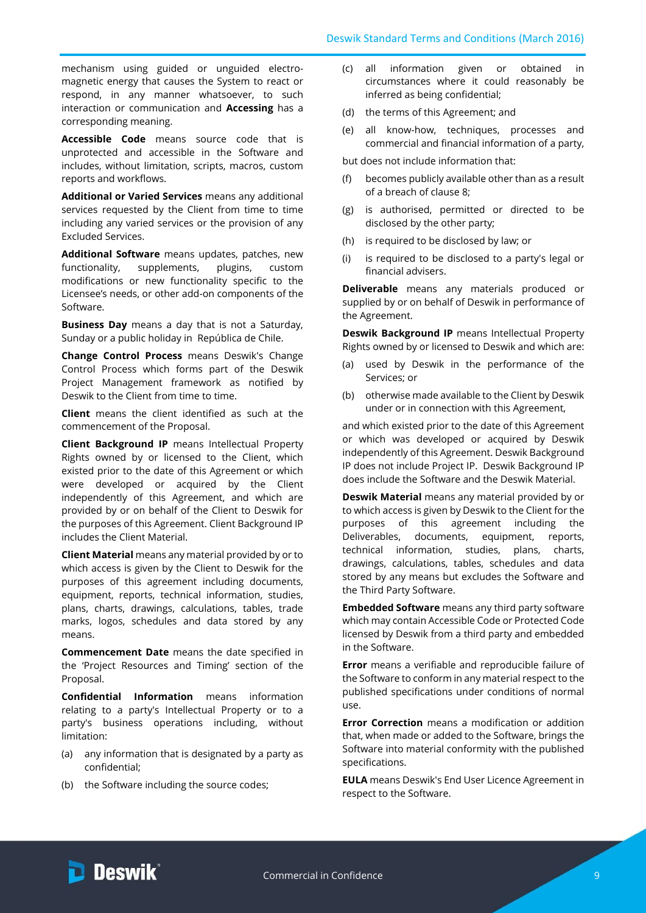mechanism using guided or unguided electro-magnetic energy that causes the System to react or respond, in any manner whatsoever, to such interaction or communication and **Accessing** has a corresponding meaning.

**Accessible Code** means source code that is unprotected and accessible in the Software and includes, without limitation, scripts, macros, custom reports and workflows.

**Additional or Varied Services** means any additional services requested by the Client from time to time including any varied services or the provision of any Excluded Services.

**Additional Software** means updates, patches, new functionality, supplements, plugins, custom modifications or new functionality specific to the Licensee's needs, or other add-on components of the Software.

**Business Day** means a day that is not a Saturday, Sunday or a public holiday in República de Chile.

**Change Control Process** means Deswik's Change Control Process which forms part of the Deswik Project Management framework as notified by Deswik to the Client from time to time.

**Client** means the client identified as such at the commencement of the Proposal.

**Client Background IP** means Intellectual Property Rights owned by or licensed to the Client, which existed prior to the date of this Agreement or which were developed or acquired by the Client independently of this Agreement, and which are provided by or on behalf of the Client to Deswik for the purposes of this Agreement. Client Background IP includes the Client Material.

**Client Material** means any material provided by or to which access is given by the Client to Deswik for the purposes of this agreement including documents, equipment, reports, technical information, studies, plans, charts, drawings, calculations, tables, trade marks, logos, schedules and data stored by any means.

**Commencement Date** means the date specified in the 'Project Resources and Timing' section of the Proposal.

**Confidential Information** means information relating to a party's Intellectual Property or to a party's business operations including, without limitation:

(a) any information that is designated by a party as confidential;

(b) the Software including the source codes;

(c) all information given or obtained in circumstances where it could reasonably be inferred as being confidential;

(d) the terms of this Agreement; and

(e) all know-how, techniques, processes and commercial and financial information of a party,

but does not include information that:

(f) becomes publicly available other than as a result of a breach of clause 8;

(g) is authorised, permitted or directed to be disclosed by the other party;

(h) is required to be disclosed by law; or

(i) is required to be disclosed to a party's legal or financial advisers.

**Deliverable** means any materials produced or supplied by or on behalf of Deswik in performance of the Agreement.

**Deswik Background IP** means Intellectual Property Rights owned by or licensed to Deswik and which are:

(a) used by Deswik in the performance of the Services; or

(b) otherwise made available to the Client by Deswik under or in connection with this Agreement,

and which existed prior to the date of this Agreement or which was developed or acquired by Deswik independently of this Agreement. Deswik Background IP does not include Project IP. Deswik Background IP does include the Software and the Deswik Material.

**Deswik Material** means any material provided by or to which access is given by Deswik to the Client for the purposes of this agreement including the Deliverables, documents, equipment, reports, technical information, studies, plans, charts, drawings, calculations, tables, schedules and data stored by any means but excludes the Software and the Third Party Software.

**Embedded Software** means any third party software which may contain Accessible Code or Protected Code licensed by Deswik from a third party and embedded in the Software.

**Error** means a verifiable and reproducible failure of the Software to conform in any material respect to the published specifications under conditions of normal use.

**Error Correction** means a modification or addition that, when made or added to the Software, brings the Software into material conformity with the published specifications.

**EULA** means Deswik's End User Licence Agreement in respect to the Software.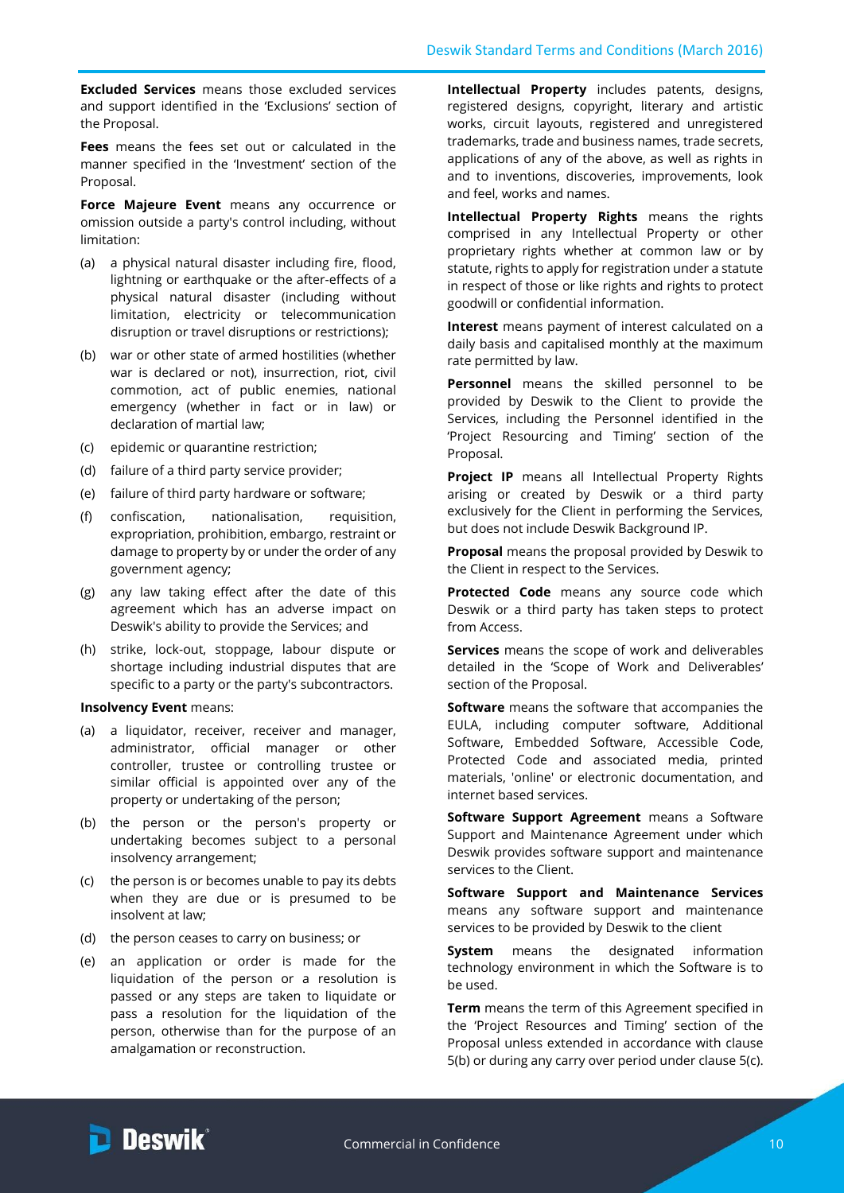**Excluded Services** means those excluded services and support identified in the 'Exclusions' section of the Proposal.

**Fees** means the fees set out or calculated in the manner specified in the 'Investment' section of the Proposal.

**Force Majeure Event** means any occurrence or omission outside a party's control including, without limitation:

(a) a physical natural disaster including fire, flood, lightning or earthquake or the after-effects of a physical natural disaster (including without limitation, electricity or telecommunication disruption or travel disruptions or restrictions);

(b) war or other state of armed hostilities (whether war is declared or not), insurrection, riot, civil commotion, act of public enemies, national emergency (whether in fact or in law) or declaration of martial law;

(c) epidemic or quarantine restriction;

(d) failure of a third party service provider;

(e) failure of third party hardware or software;

(f) confiscation, nationalisation, requisition, expropriation, prohibition, embargo, restraint or damage to property by or under the order of any government agency;

(g) any law taking effect after the date of this agreement which has an adverse impact on Deswik's ability to provide the Services; and

(h) strike, lock-out, stoppage, labour dispute or shortage including industrial disputes that are specific to a party or the party's subcontractors.

**Insolvency Event** means:

(a) a liquidator, receiver, receiver and manager, administrator, official manager or other controller, trustee or controlling trustee or similar official is appointed over any of the property or undertaking of the person;

(b) the person or the person's property or undertaking becomes subject to a personal insolvency arrangement;

(c) the person is or becomes unable to pay its debts when they are due or is presumed to be insolvent at law;

(d) the person ceases to carry on business; or

(e) an application or order is made for the liquidation of the person or a resolution is passed or any steps are taken to liquidate or pass a resolution for the liquidation of the person, otherwise than for the purpose of an amalgamation or reconstruction.

**Intellectual Property** includes patents, designs, registered designs, copyright, literary and artistic works, circuit layouts, registered and unregistered trademarks, trade and business names, trade secrets, applications of any of the above, as well as rights in and to inventions, discoveries, improvements, look and feel, works and names.

**Intellectual Property Rights** means the rights comprised in any Intellectual Property or other proprietary rights whether at common law or by statute, rights to apply for registration under a statute in respect of those or like rights and rights to protect goodwill or confidential information.

**Interest** means payment of interest calculated on a daily basis and capitalised monthly at the maximum rate permitted by law.

**Personnel** means the skilled personnel to be provided by Deswik to the Client to provide the Services, including the Personnel identified in the 'Project Resourcing and Timing' section of the Proposal.

**Project IP** means all Intellectual Property Rights arising or created by Deswik or a third party exclusively for the Client in performing the Services, but does not include Deswik Background IP.

**Proposal** means the proposal provided by Deswik to the Client in respect to the Services.

**Protected Code** means any source code which Deswik or a third party has taken steps to protect from Access.

**Services** means the scope of work and deliverables detailed in the 'Scope of Work and Deliverables' section of the Proposal.

**Software** means the software that accompanies the EULA, including computer software, Additional Software, Embedded Software, Accessible Code, Protected Code and associated media, printed materials, 'online' or electronic documentation, and internet based services.

**Software Support Agreement** means a Software Support and Maintenance Agreement under which Deswik provides software support and maintenance services to the Client.

**Software Support and Maintenance Services** means any software support and maintenance services to be provided by Deswik to the client

**System** means the designated information technology environment in which the Software is to be used.

**Term** means the term of this Agreement specified in the 'Project Resources and Timing' section of the Proposal unless extended in accordance with clause 5(b) or during any carry over period under clause 5(c).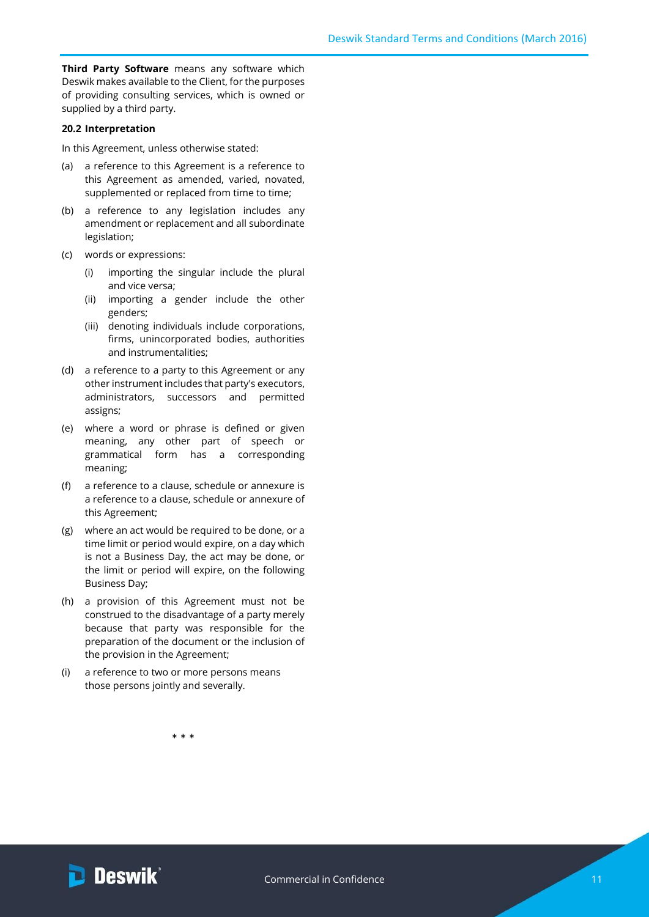**Third Party Software** means any software which Deswik makes available to the Client, for the purposes of providing consulting services, which is owned or supplied by a third party.

### 20.2 Interpretation

In this Agreement, unless otherwise stated:

(a) a reference to this Agreement is a reference to this Agreement as amended, varied, novated, supplemented or replaced from time to time;

(b) a reference to any legislation includes any amendment or replacement and all subordinate legislation;

(c) words or expressions:

   (i) importing the singular include the plural and vice versa;

   (ii) importing a gender include the other genders;

   (iii) denoting individuals include corporations, firms, unincorporated bodies, authorities and instrumentalities;

(d) a reference to a party to this Agreement or any other instrument includes that party's executors, administrators, successors and permitted assigns;

(e) where a word or phrase is defined or given meaning, any other part of speech or grammatical form has a corresponding meaning;

(f) a reference to a clause, schedule or annexure is a reference to a clause, schedule or annexure of this Agreement;

(g) where an act would be required to be done, or a time limit or period would expire, on a day which is not a Business Day, the act may be done, or the limit or period will expire, on the following Business Day;

(h) a provision of this Agreement must not be construed to the disadvantage of a party merely because that party was responsible for the preparation of the document or the inclusion of the provision in the Agreement;

(i) a reference to two or more persons means those persons jointly and severally.

* * *